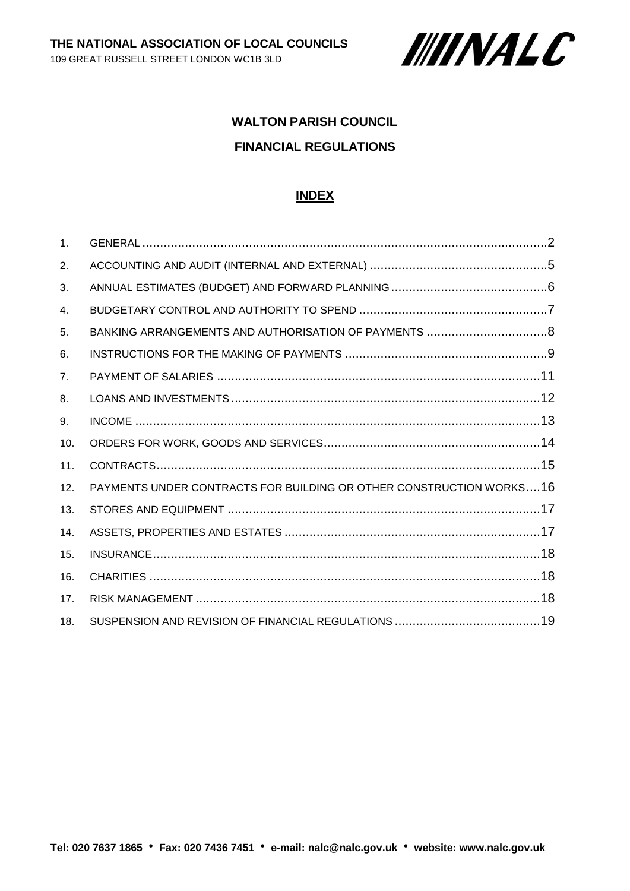**THE NATIONAL ASSOCIATION OF LOCAL COUNCILS**
109 GREAT RUSSELL STREET LONDON WC1B 3LD

# WALTON PARISH COUNCIL

## FINANCIAL REGULATIONS

### INDEX

| | | |
|---|---|---|
| 1. | GENERAL | 2 |
| 2. | ACCOUNTING AND AUDIT (INTERNAL AND EXTERNAL) | 5 |
| 3. | ANNUAL ESTIMATES (BUDGET) AND FORWARD PLANNING | 6 |
| 4. | BUDGETARY CONTROL AND AUTHORITY TO SPEND | 7 |
| 5. | BANKING ARRANGEMENTS AND AUTHORISATION OF PAYMENTS | 8 |
| 6. | INSTRUCTIONS FOR THE MAKING OF PAYMENTS | 9 |
| 7. | PAYMENT OF SALARIES | 11 |
| 8. | LOANS AND INVESTMENTS | 12 |
| 9. | INCOME | 13 |
| 10. | ORDERS FOR WORK, GOODS AND SERVICES | 14 |
| 11. | CONTRACTS | 15 |
| 12. | PAYMENTS UNDER CONTRACTS FOR BUILDING OR OTHER CONSTRUCTION WORKS | 16 |
| 13. | STORES AND EQUIPMENT | 17 |
| 14. | ASSETS, PROPERTIES AND ESTATES | 17 |
| 15. | INSURANCE | 18 |
| 16. | CHARITIES | 18 |
| 17. | RISK MANAGEMENT | 18 |
| 18. | SUSPENSION AND REVISION OF FINANCIAL REGULATIONS | 19 |

**Tel: 020 7637 1865 • Fax: 020 7436 7451 • e-mail: nalc@nalc.gov.uk • website: www.nalc.gov.uk**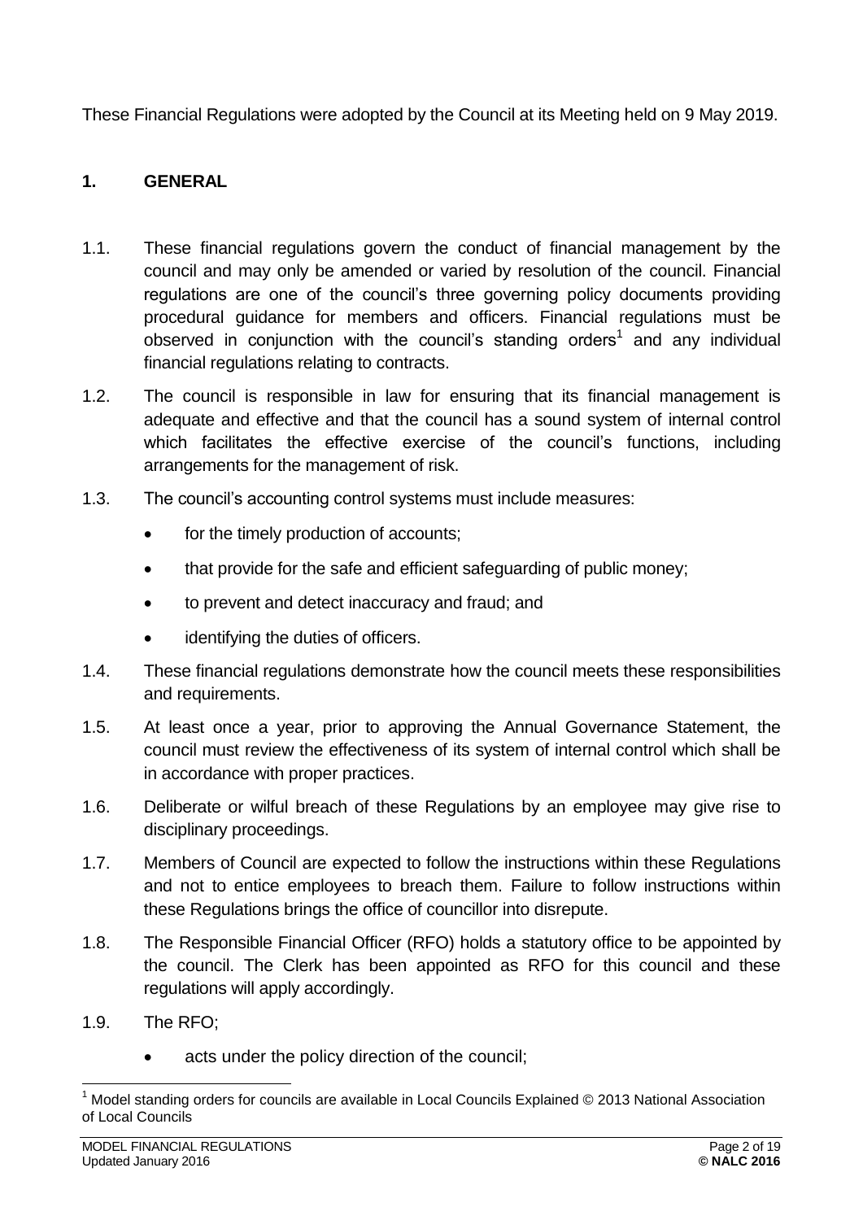These Financial Regulations were adopted by the Council at its Meeting held on 9 May 2019.

## 1. GENERAL

1.1. These financial regulations govern the conduct of financial management by the council and may only be amended or varied by resolution of the council. Financial regulations are one of the council's three governing policy documents providing procedural guidance for members and officers. Financial regulations must be observed in conjunction with the council's standing orders[1] and any individual financial regulations relating to contracts.

1.2. The council is responsible in law for ensuring that its financial management is adequate and effective and that the council has a sound system of internal control which facilitates the effective exercise of the council's functions, including arrangements for the management of risk.

1.3. The council's accounting control systems must include measures:

- for the timely production of accounts;
- that provide for the safe and efficient safeguarding of public money;
- to prevent and detect inaccuracy and fraud; and
- identifying the duties of officers.

1.4. These financial regulations demonstrate how the council meets these responsibilities and requirements.

1.5. At least once a year, prior to approving the Annual Governance Statement, the council must review the effectiveness of its system of internal control which shall be in accordance with proper practices.

1.6. Deliberate or wilful breach of these Regulations by an employee may give rise to disciplinary proceedings.

1.7. Members of Council are expected to follow the instructions within these Regulations and not to entice employees to breach them. Failure to follow instructions within these Regulations brings the office of councillor into disrepute.

1.8. The Responsible Financial Officer (RFO) holds a statutory office to be appointed by the council. The Clerk has been appointed as RFO for this council and these regulations will apply accordingly.

1.9. The RFO;

- acts under the policy direction of the council;

[1] Model standing orders for councils are available in Local Councils Explained © 2013 National Association of Local Councils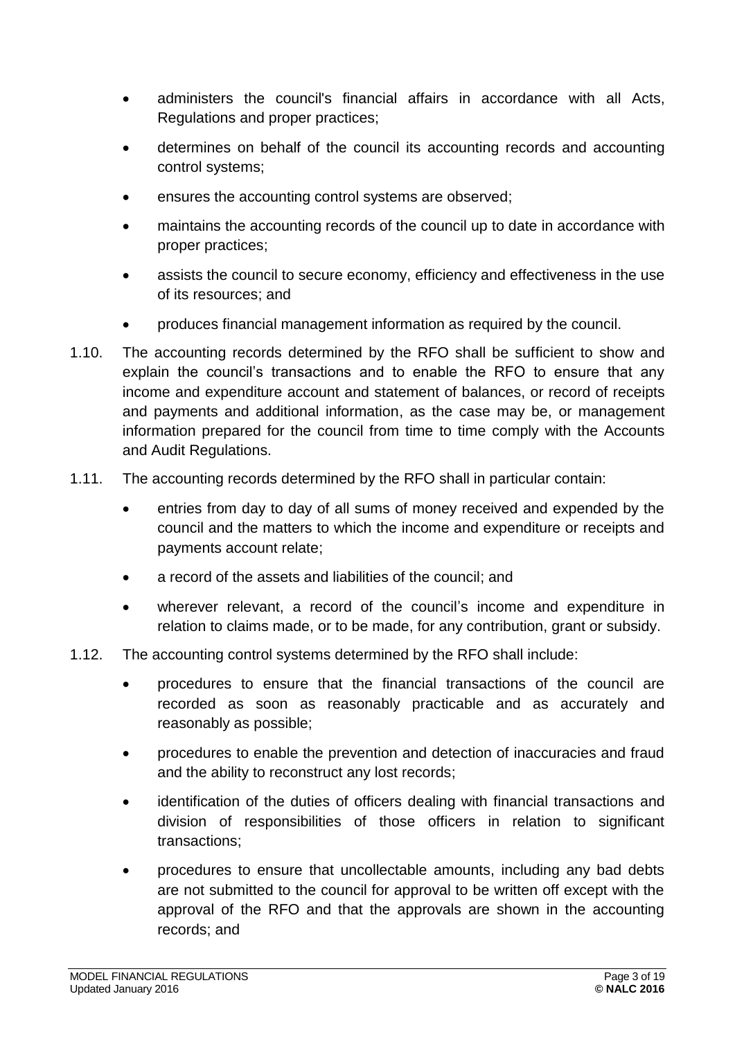- administers the council's financial affairs in accordance with all Acts, Regulations and proper practices;
- determines on behalf of the council its accounting records and accounting control systems;
- ensures the accounting control systems are observed;
- maintains the accounting records of the council up to date in accordance with proper practices;
- assists the council to secure economy, efficiency and effectiveness in the use of its resources; and
- produces financial management information as required by the council.

1.10. The accounting records determined by the RFO shall be sufficient to show and explain the council's transactions and to enable the RFO to ensure that any income and expenditure account and statement of balances, or record of receipts and payments and additional information, as the case may be, or management information prepared for the council from time to time comply with the Accounts and Audit Regulations.

1.11. The accounting records determined by the RFO shall in particular contain:

- entries from day to day of all sums of money received and expended by the council and the matters to which the income and expenditure or receipts and payments account relate;
- a record of the assets and liabilities of the council; and
- wherever relevant, a record of the council's income and expenditure in relation to claims made, or to be made, for any contribution, grant or subsidy.

1.12. The accounting control systems determined by the RFO shall include:

- procedures to ensure that the financial transactions of the council are recorded as soon as reasonably practicable and as accurately and reasonably as possible;
- procedures to enable the prevention and detection of inaccuracies and fraud and the ability to reconstruct any lost records;
- identification of the duties of officers dealing with financial transactions and division of responsibilities of those officers in relation to significant transactions;
- procedures to ensure that uncollectable amounts, including any bad debts are not submitted to the council for approval to be written off except with the approval of the RFO and that the approvals are shown in the accounting records; and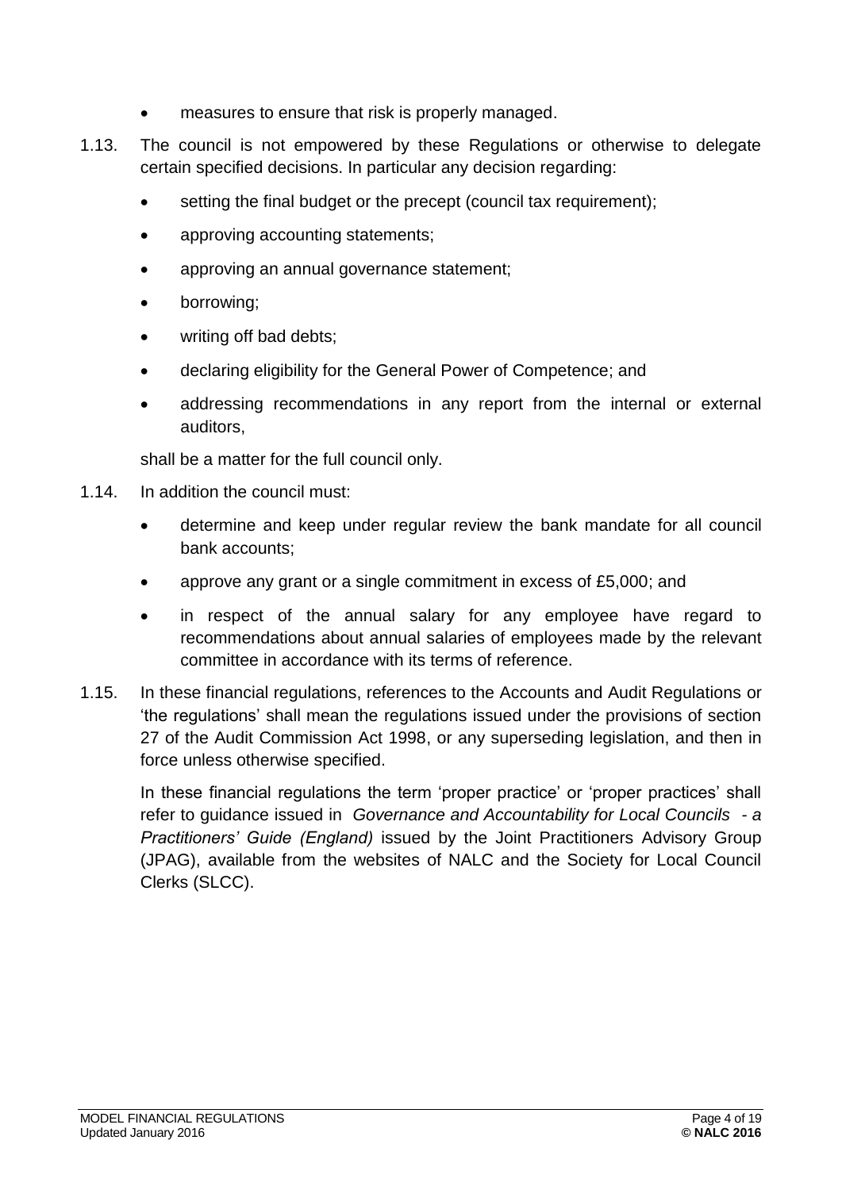- measures to ensure that risk is properly managed.

1.13. The council is not empowered by these Regulations or otherwise to delegate certain specified decisions. In particular any decision regarding:

- setting the final budget or the precept (council tax requirement);
- approving accounting statements;
- approving an annual governance statement;
- borrowing;
- writing off bad debts;
- declaring eligibility for the General Power of Competence; and
- addressing recommendations in any report from the internal or external auditors,

shall be a matter for the full council only.

1.14. In addition the council must:

- determine and keep under regular review the bank mandate for all council bank accounts;
- approve any grant or a single commitment in excess of £5,000; and
- in respect of the annual salary for any employee have regard to recommendations about annual salaries of employees made by the relevant committee in accordance with its terms of reference.

1.15. In these financial regulations, references to the Accounts and Audit Regulations or 'the regulations' shall mean the regulations issued under the provisions of section 27 of the Audit Commission Act 1998, or any superseding legislation, and then in force unless otherwise specified.

In these financial regulations the term 'proper practice' or 'proper practices' shall refer to guidance issued in *Governance and Accountability for Local Councils - a Practitioners' Guide (England)* issued by the Joint Practitioners Advisory Group (JPAG), available from the websites of NALC and the Society for Local Council Clerks (SLCC).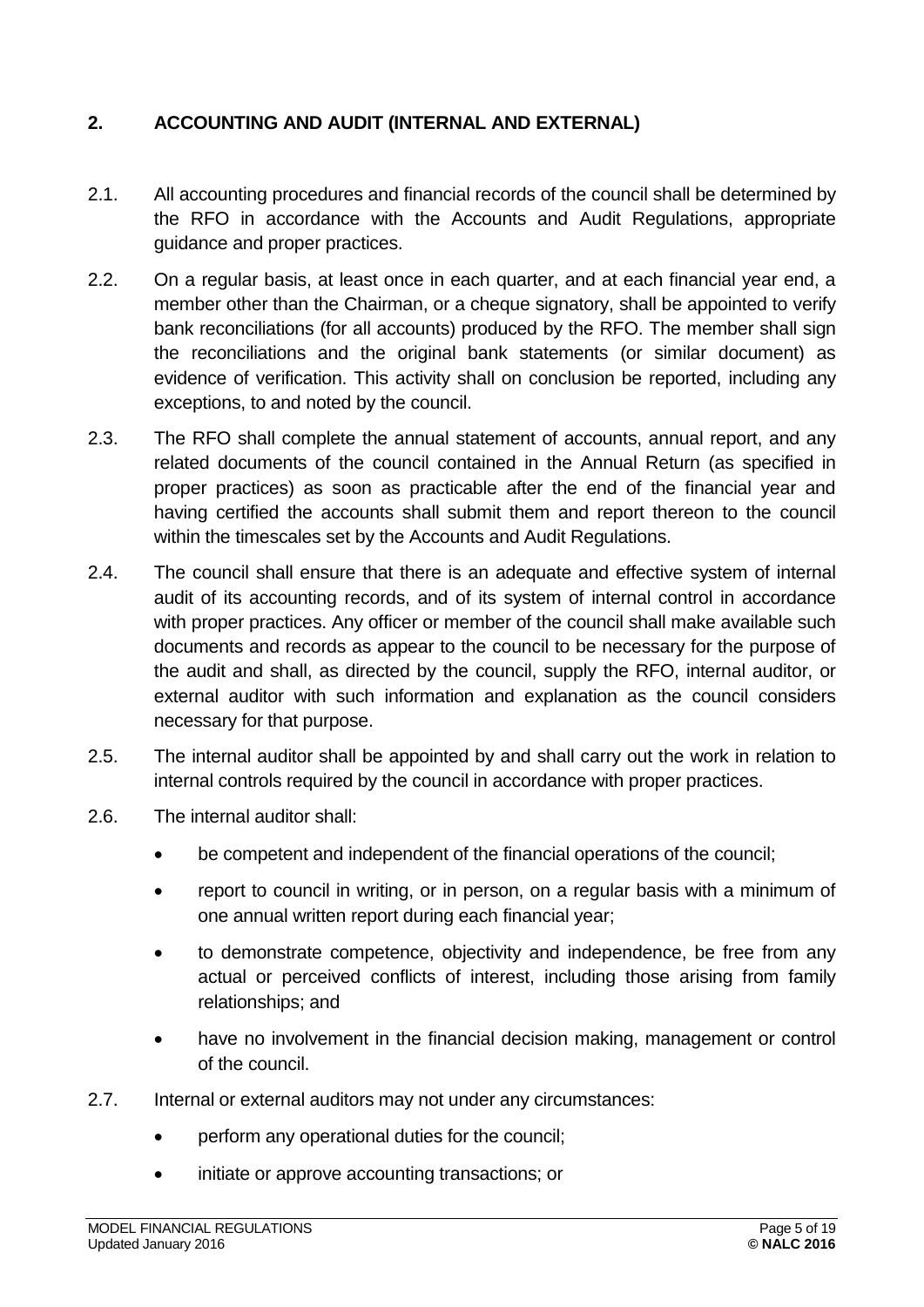## 2. ACCOUNTING AND AUDIT (INTERNAL AND EXTERNAL)

2.1. All accounting procedures and financial records of the council shall be determined by the RFO in accordance with the Accounts and Audit Regulations, appropriate guidance and proper practices.

2.2. On a regular basis, at least once in each quarter, and at each financial year end, a member other than the Chairman, or a cheque signatory, shall be appointed to verify bank reconciliations (for all accounts) produced by the RFO. The member shall sign the reconciliations and the original bank statements (or similar document) as evidence of verification. This activity shall on conclusion be reported, including any exceptions, to and noted by the council.

2.3. The RFO shall complete the annual statement of accounts, annual report, and any related documents of the council contained in the Annual Return (as specified in proper practices) as soon as practicable after the end of the financial year and having certified the accounts shall submit them and report thereon to the council within the timescales set by the Accounts and Audit Regulations.

2.4. The council shall ensure that there is an adequate and effective system of internal audit of its accounting records, and of its system of internal control in accordance with proper practices. Any officer or member of the council shall make available such documents and records as appear to the council to be necessary for the purpose of the audit and shall, as directed by the council, supply the RFO, internal auditor, or external auditor with such information and explanation as the council considers necessary for that purpose.

2.5. The internal auditor shall be appointed by and shall carry out the work in relation to internal controls required by the council in accordance with proper practices.

2.6. The internal auditor shall:

- be competent and independent of the financial operations of the council;
- report to council in writing, or in person, on a regular basis with a minimum of one annual written report during each financial year;
- to demonstrate competence, objectivity and independence, be free from any actual or perceived conflicts of interest, including those arising from family relationships; and
- have no involvement in the financial decision making, management or control of the council.

2.7. Internal or external auditors may not under any circumstances:

- perform any operational duties for the council;
- initiate or approve accounting transactions; or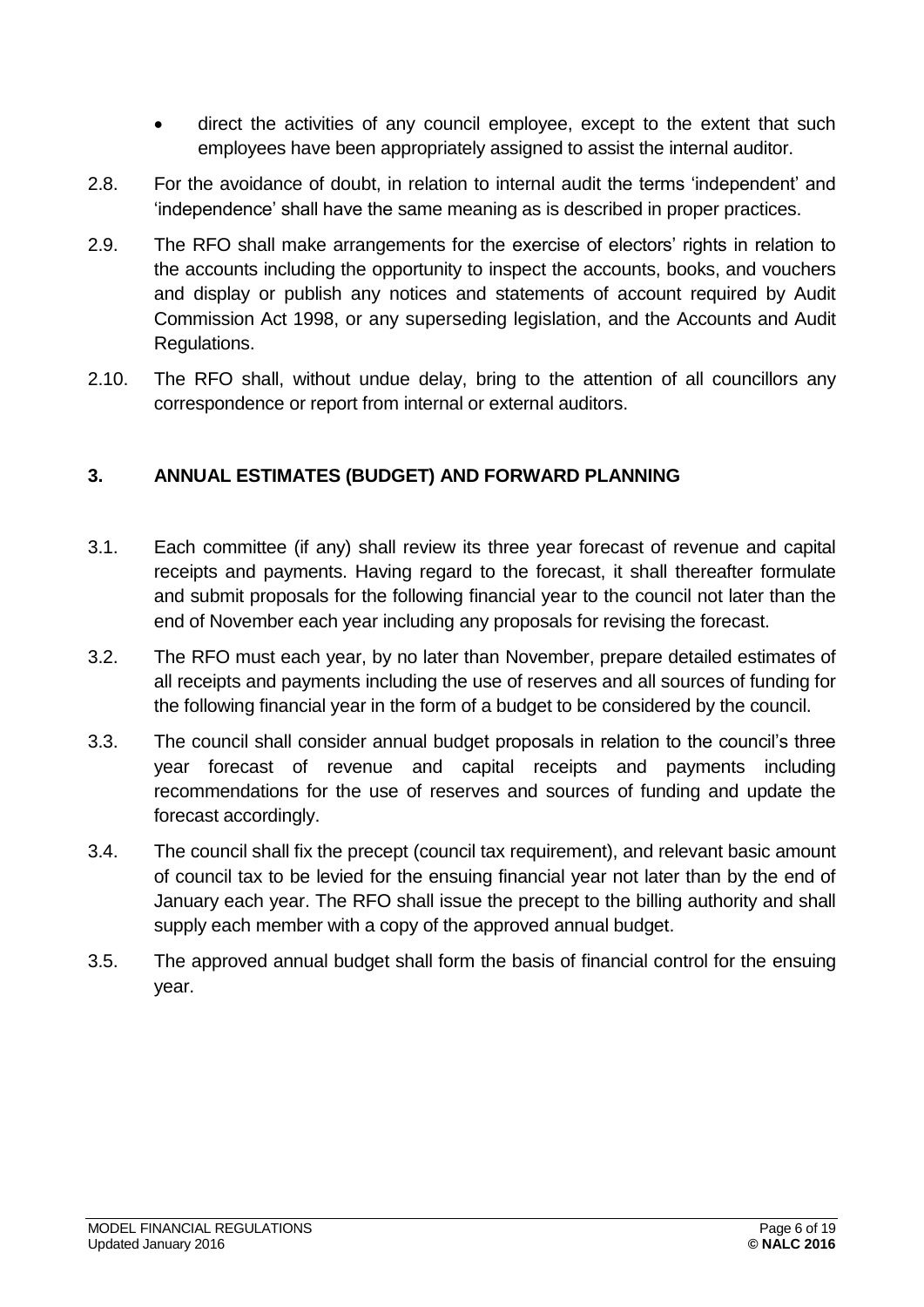- direct the activities of any council employee, except to the extent that such employees have been appropriately assigned to assist the internal auditor.

2.8. For the avoidance of doubt, in relation to internal audit the terms 'independent' and 'independence' shall have the same meaning as is described in proper practices.

2.9. The RFO shall make arrangements for the exercise of electors' rights in relation to the accounts including the opportunity to inspect the accounts, books, and vouchers and display or publish any notices and statements of account required by Audit Commission Act 1998, or any superseding legislation, and the Accounts and Audit Regulations.

2.10. The RFO shall, without undue delay, bring to the attention of all councillors any correspondence or report from internal or external auditors.

## 3. ANNUAL ESTIMATES (BUDGET) AND FORWARD PLANNING

3.1. Each committee (if any) shall review its three year forecast of revenue and capital receipts and payments. Having regard to the forecast, it shall thereafter formulate and submit proposals for the following financial year to the council not later than the end of November each year including any proposals for revising the forecast.

3.2. The RFO must each year, by no later than November, prepare detailed estimates of all receipts and payments including the use of reserves and all sources of funding for the following financial year in the form of a budget to be considered by the council.

3.3. The council shall consider annual budget proposals in relation to the council's three year forecast of revenue and capital receipts and payments including recommendations for the use of reserves and sources of funding and update the forecast accordingly.

3.4. The council shall fix the precept (council tax requirement), and relevant basic amount of council tax to be levied for the ensuing financial year not later than by the end of January each year. The RFO shall issue the precept to the billing authority and shall supply each member with a copy of the approved annual budget.

3.5. The approved annual budget shall form the basis of financial control for the ensuing year.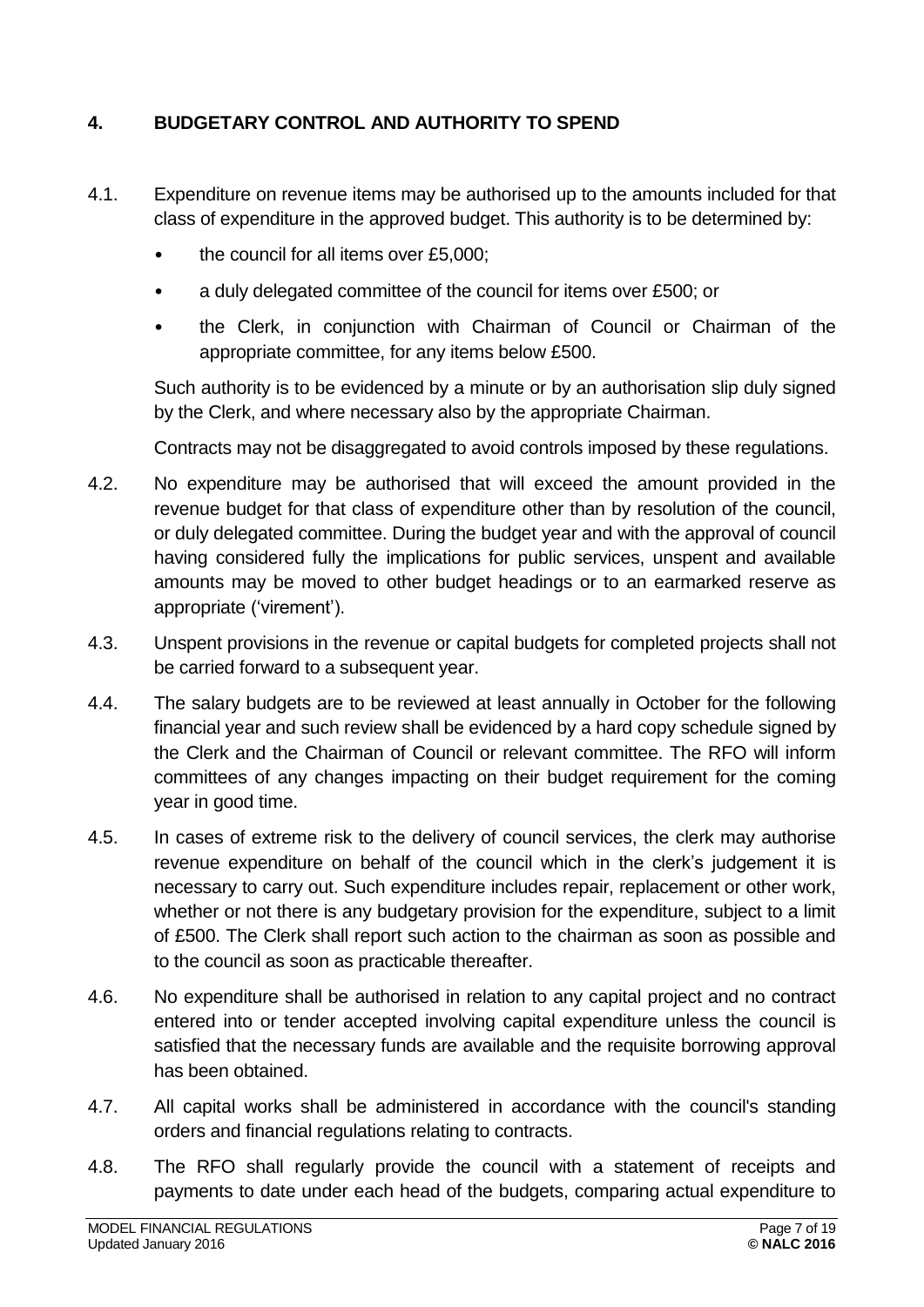## 4. BUDGETARY CONTROL AND AUTHORITY TO SPEND

4.1. Expenditure on revenue items may be authorised up to the amounts included for that class of expenditure in the approved budget. This authority is to be determined by:

- the council for all items over £5,000;
- a duly delegated committee of the council for items over £500; or
- the Clerk, in conjunction with Chairman of Council or Chairman of the appropriate committee, for any items below £500.

Such authority is to be evidenced by a minute or by an authorisation slip duly signed by the Clerk, and where necessary also by the appropriate Chairman.

Contracts may not be disaggregated to avoid controls imposed by these regulations.

4.2. No expenditure may be authorised that will exceed the amount provided in the revenue budget for that class of expenditure other than by resolution of the council, or duly delegated committee. During the budget year and with the approval of council having considered fully the implications for public services, unspent and available amounts may be moved to other budget headings or to an earmarked reserve as appropriate ('virement').

4.3. Unspent provisions in the revenue or capital budgets for completed projects shall not be carried forward to a subsequent year.

4.4. The salary budgets are to be reviewed at least annually in October for the following financial year and such review shall be evidenced by a hard copy schedule signed by the Clerk and the Chairman of Council or relevant committee. The RFO will inform committees of any changes impacting on their budget requirement for the coming year in good time.

4.5. In cases of extreme risk to the delivery of council services, the clerk may authorise revenue expenditure on behalf of the council which in the clerk's judgement it is necessary to carry out. Such expenditure includes repair, replacement or other work, whether or not there is any budgetary provision for the expenditure, subject to a limit of £500. The Clerk shall report such action to the chairman as soon as possible and to the council as soon as practicable thereafter.

4.6. No expenditure shall be authorised in relation to any capital project and no contract entered into or tender accepted involving capital expenditure unless the council is satisfied that the necessary funds are available and the requisite borrowing approval has been obtained.

4.7. All capital works shall be administered in accordance with the council's standing orders and financial regulations relating to contracts.

4.8. The RFO shall regularly provide the council with a statement of receipts and payments to date under each head of the budgets, comparing actual expenditure to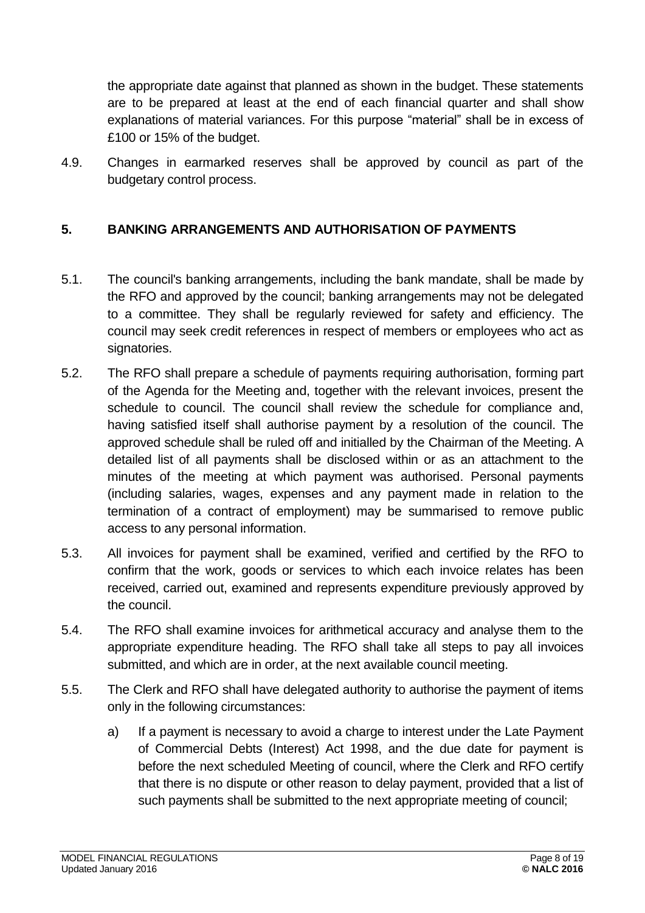the appropriate date against that planned as shown in the budget. These statements are to be prepared at least at the end of each financial quarter and shall show explanations of material variances. For this purpose "material" shall be in excess of £100 or 15% of the budget.

4.9. Changes in earmarked reserves shall be approved by council as part of the budgetary control process.

## 5. BANKING ARRANGEMENTS AND AUTHORISATION OF PAYMENTS

5.1. The council's banking arrangements, including the bank mandate, shall be made by the RFO and approved by the council; banking arrangements may not be delegated to a committee. They shall be regularly reviewed for safety and efficiency. The council may seek credit references in respect of members or employees who act as signatories.

5.2. The RFO shall prepare a schedule of payments requiring authorisation, forming part of the Agenda for the Meeting and, together with the relevant invoices, present the schedule to council. The council shall review the schedule for compliance and, having satisfied itself shall authorise payment by a resolution of the council. The approved schedule shall be ruled off and initialled by the Chairman of the Meeting. A detailed list of all payments shall be disclosed within or as an attachment to the minutes of the meeting at which payment was authorised. Personal payments (including salaries, wages, expenses and any payment made in relation to the termination of a contract of employment) may be summarised to remove public access to any personal information.

5.3. All invoices for payment shall be examined, verified and certified by the RFO to confirm that the work, goods or services to which each invoice relates has been received, carried out, examined and represents expenditure previously approved by the council.

5.4. The RFO shall examine invoices for arithmetical accuracy and analyse them to the appropriate expenditure heading. The RFO shall take all steps to pay all invoices submitted, and which are in order, at the next available council meeting.

5.5. The Clerk and RFO shall have delegated authority to authorise the payment of items only in the following circumstances:

a) If a payment is necessary to avoid a charge to interest under the Late Payment of Commercial Debts (Interest) Act 1998, and the due date for payment is before the next scheduled Meeting of council, where the Clerk and RFO certify that there is no dispute or other reason to delay payment, provided that a list of such payments shall be submitted to the next appropriate meeting of council;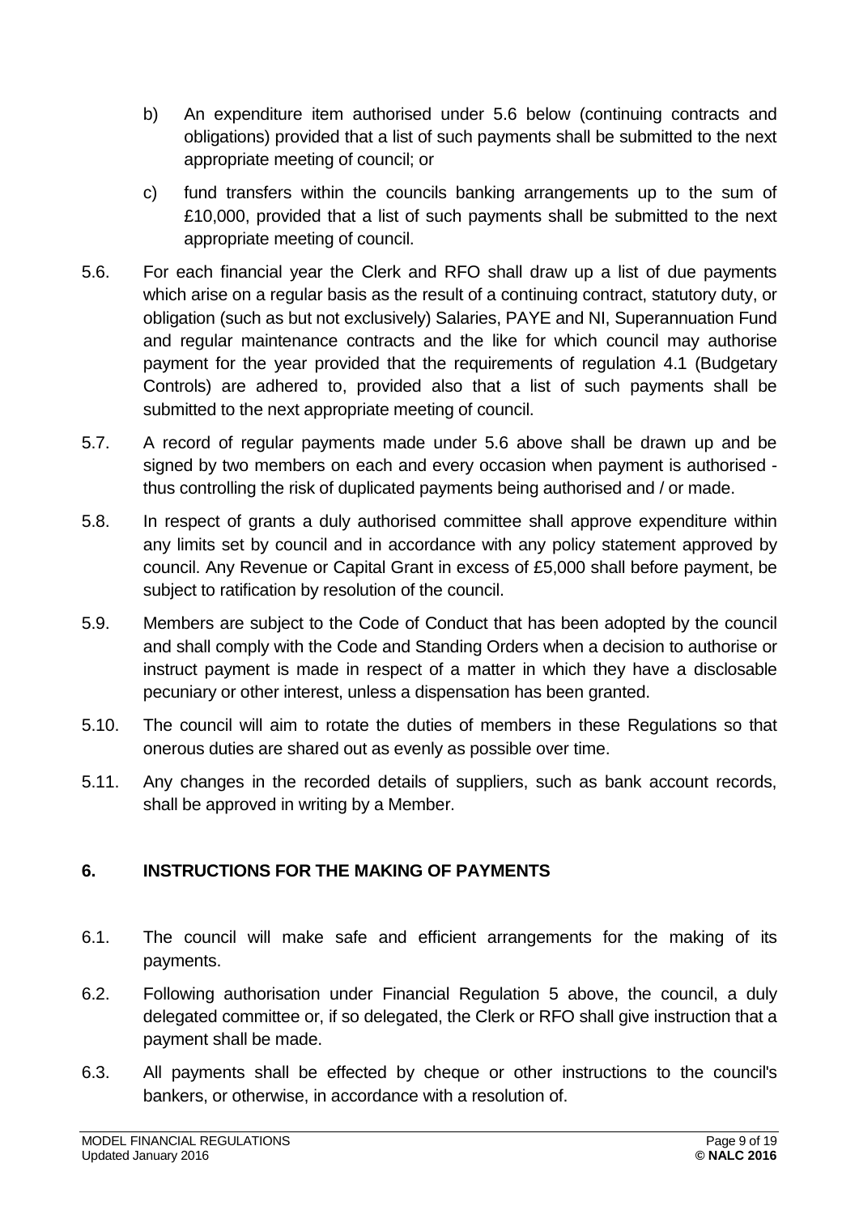b) An expenditure item authorised under 5.6 below (continuing contracts and obligations) provided that a list of such payments shall be submitted to the next appropriate meeting of council; or

c) fund transfers within the councils banking arrangements up to the sum of £10,000, provided that a list of such payments shall be submitted to the next appropriate meeting of council.

5.6. For each financial year the Clerk and RFO shall draw up a list of due payments which arise on a regular basis as the result of a continuing contract, statutory duty, or obligation (such as but not exclusively) Salaries, PAYE and NI, Superannuation Fund and regular maintenance contracts and the like for which council may authorise payment for the year provided that the requirements of regulation 4.1 (Budgetary Controls) are adhered to, provided also that a list of such payments shall be submitted to the next appropriate meeting of council.

5.7. A record of regular payments made under 5.6 above shall be drawn up and be signed by two members on each and every occasion when payment is authorised - thus controlling the risk of duplicated payments being authorised and / or made.

5.8. In respect of grants a duly authorised committee shall approve expenditure within any limits set by council and in accordance with any policy statement approved by council. Any Revenue or Capital Grant in excess of £5,000 shall before payment, be subject to ratification by resolution of the council.

5.9. Members are subject to the Code of Conduct that has been adopted by the council and shall comply with the Code and Standing Orders when a decision to authorise or instruct payment is made in respect of a matter in which they have a disclosable pecuniary or other interest, unless a dispensation has been granted.

5.10. The council will aim to rotate the duties of members in these Regulations so that onerous duties are shared out as evenly as possible over time.

5.11. Any changes in the recorded details of suppliers, such as bank account records, shall be approved in writing by a Member.

## 6. INSTRUCTIONS FOR THE MAKING OF PAYMENTS

6.1. The council will make safe and efficient arrangements for the making of its payments.

6.2. Following authorisation under Financial Regulation 5 above, the council, a duly delegated committee or, if so delegated, the Clerk or RFO shall give instruction that a payment shall be made.

6.3. All payments shall be effected by cheque or other instructions to the council's bankers, or otherwise, in accordance with a resolution of.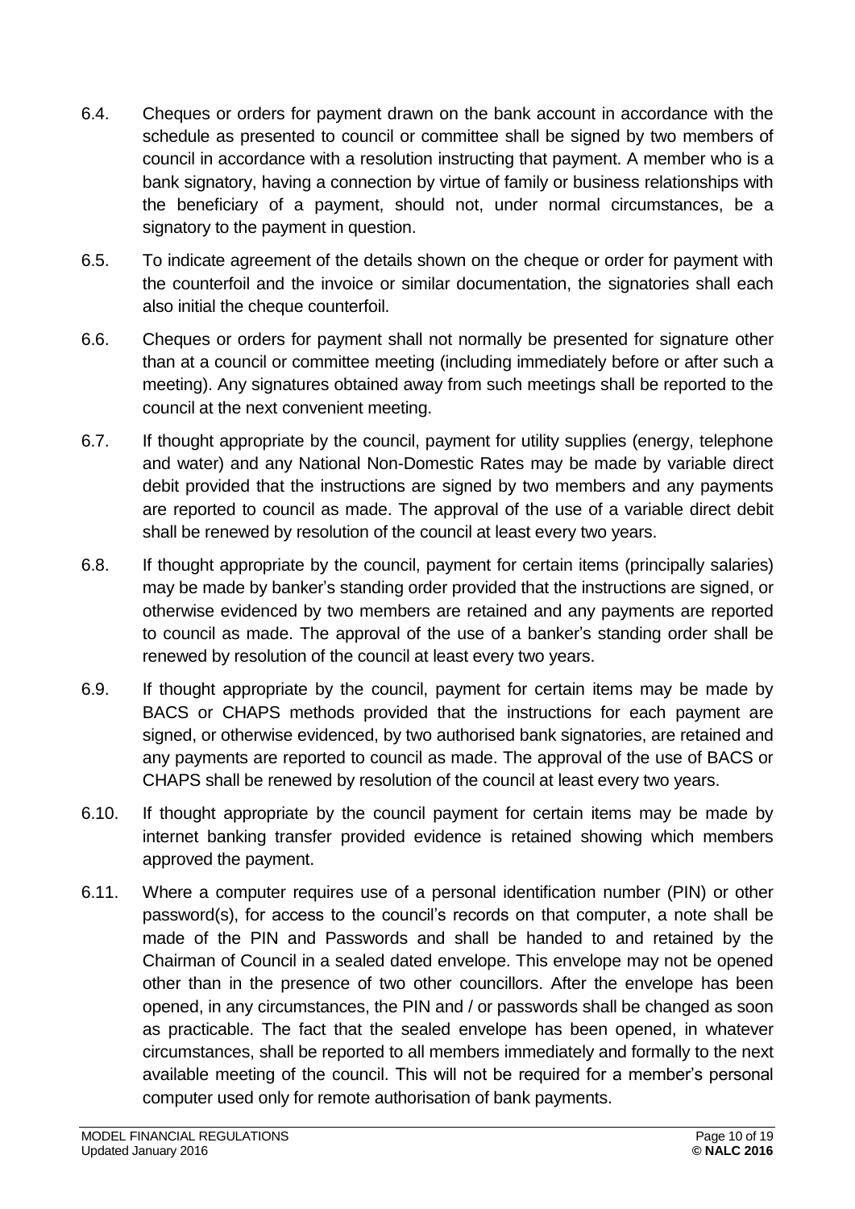6.4. Cheques or orders for payment drawn on the bank account in accordance with the schedule as presented to council or committee shall be signed by two members of council in accordance with a resolution instructing that payment. A member who is a bank signatory, having a connection by virtue of family or business relationships with the beneficiary of a payment, should not, under normal circumstances, be a signatory to the payment in question.

6.5. To indicate agreement of the details shown on the cheque or order for payment with the counterfoil and the invoice or similar documentation, the signatories shall each also initial the cheque counterfoil.

6.6. Cheques or orders for payment shall not normally be presented for signature other than at a council or committee meeting (including immediately before or after such a meeting). Any signatures obtained away from such meetings shall be reported to the council at the next convenient meeting.

6.7. If thought appropriate by the council, payment for utility supplies (energy, telephone and water) and any National Non-Domestic Rates may be made by variable direct debit provided that the instructions are signed by two members and any payments are reported to council as made. The approval of the use of a variable direct debit shall be renewed by resolution of the council at least every two years.

6.8. If thought appropriate by the council, payment for certain items (principally salaries) may be made by banker's standing order provided that the instructions are signed, or otherwise evidenced by two members are retained and any payments are reported to council as made. The approval of the use of a banker's standing order shall be renewed by resolution of the council at least every two years.

6.9. If thought appropriate by the council, payment for certain items may be made by BACS or CHAPS methods provided that the instructions for each payment are signed, or otherwise evidenced, by two authorised bank signatories, are retained and any payments are reported to council as made. The approval of the use of BACS or CHAPS shall be renewed by resolution of the council at least every two years.

6.10. If thought appropriate by the council payment for certain items may be made by internet banking transfer provided evidence is retained showing which members approved the payment.

6.11. Where a computer requires use of a personal identification number (PIN) or other password(s), for access to the council's records on that computer, a note shall be made of the PIN and Passwords and shall be handed to and retained by the Chairman of Council in a sealed dated envelope. This envelope may not be opened other than in the presence of two other councillors. After the envelope has been opened, in any circumstances, the PIN and / or passwords shall be changed as soon as practicable. The fact that the sealed envelope has been opened, in whatever circumstances, shall be reported to all members immediately and formally to the next available meeting of the council. This will not be required for a member's personal computer used only for remote authorisation of bank payments.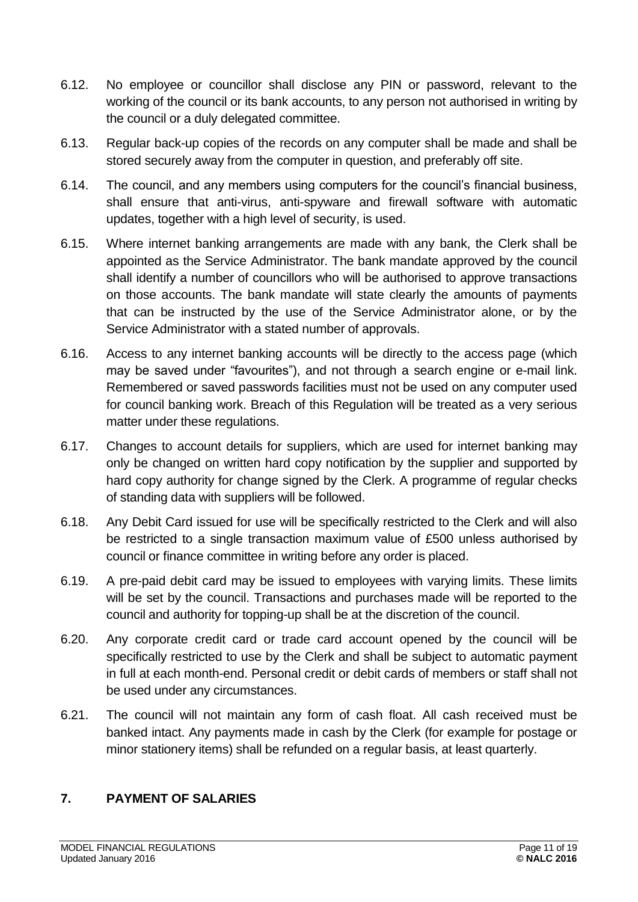6.12. No employee or councillor shall disclose any PIN or password, relevant to the working of the council or its bank accounts, to any person not authorised in writing by the council or a duly delegated committee.

6.13. Regular back-up copies of the records on any computer shall be made and shall be stored securely away from the computer in question, and preferably off site.

6.14. The council, and any members using computers for the council's financial business, shall ensure that anti-virus, anti-spyware and firewall software with automatic updates, together with a high level of security, is used.

6.15. Where internet banking arrangements are made with any bank, the Clerk shall be appointed as the Service Administrator. The bank mandate approved by the council shall identify a number of councillors who will be authorised to approve transactions on those accounts. The bank mandate will state clearly the amounts of payments that can be instructed by the use of the Service Administrator alone, or by the Service Administrator with a stated number of approvals.

6.16. Access to any internet banking accounts will be directly to the access page (which may be saved under "favourites"), and not through a search engine or e-mail link. Remembered or saved passwords facilities must not be used on any computer used for council banking work. Breach of this Regulation will be treated as a very serious matter under these regulations.

6.17. Changes to account details for suppliers, which are used for internet banking may only be changed on written hard copy notification by the supplier and supported by hard copy authority for change signed by the Clerk. A programme of regular checks of standing data with suppliers will be followed.

6.18. Any Debit Card issued for use will be specifically restricted to the Clerk and will also be restricted to a single transaction maximum value of £500 unless authorised by council or finance committee in writing before any order is placed.

6.19. A pre-paid debit card may be issued to employees with varying limits. These limits will be set by the council. Transactions and purchases made will be reported to the council and authority for topping-up shall be at the discretion of the council.

6.20. Any corporate credit card or trade card account opened by the council will be specifically restricted to use by the Clerk and shall be subject to automatic payment in full at each month-end. Personal credit or debit cards of members or staff shall not be used under any circumstances.

6.21. The council will not maintain any form of cash float. All cash received must be banked intact. Any payments made in cash by the Clerk (for example for postage or minor stationery items) shall be refunded on a regular basis, at least quarterly.

## 7. PAYMENT OF SALARIES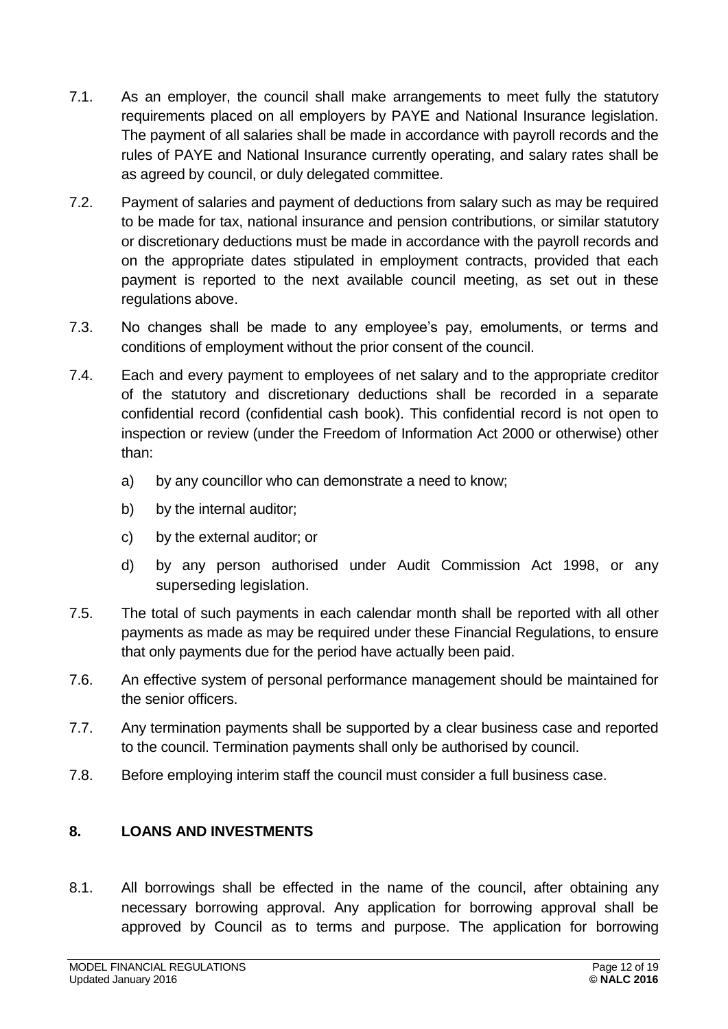7.1. As an employer, the council shall make arrangements to meet fully the statutory requirements placed on all employers by PAYE and National Insurance legislation. The payment of all salaries shall be made in accordance with payroll records and the rules of PAYE and National Insurance currently operating, and salary rates shall be as agreed by council, or duly delegated committee.

7.2. Payment of salaries and payment of deductions from salary such as may be required to be made for tax, national insurance and pension contributions, or similar statutory or discretionary deductions must be made in accordance with the payroll records and on the appropriate dates stipulated in employment contracts, provided that each payment is reported to the next available council meeting, as set out in these regulations above.

7.3. No changes shall be made to any employee's pay, emoluments, or terms and conditions of employment without the prior consent of the council.

7.4. Each and every payment to employees of net salary and to the appropriate creditor of the statutory and discretionary deductions shall be recorded in a separate confidential record (confidential cash book). This confidential record is not open to inspection or review (under the Freedom of Information Act 2000 or otherwise) other than:

   a) by any councillor who can demonstrate a need to know;

   b) by the internal auditor;

   c) by the external auditor; or

   d) by any person authorised under Audit Commission Act 1998, or any superseding legislation.

7.5. The total of such payments in each calendar month shall be reported with all other payments as made as may be required under these Financial Regulations, to ensure that only payments due for the period have actually been paid.

7.6. An effective system of personal performance management should be maintained for the senior officers.

7.7. Any termination payments shall be supported by a clear business case and reported to the council. Termination payments shall only be authorised by council.

7.8. Before employing interim staff the council must consider a full business case.

## 8. LOANS AND INVESTMENTS

8.1. All borrowings shall be effected in the name of the council, after obtaining any necessary borrowing approval. Any application for borrowing approval shall be approved by Council as to terms and purpose. The application for borrowing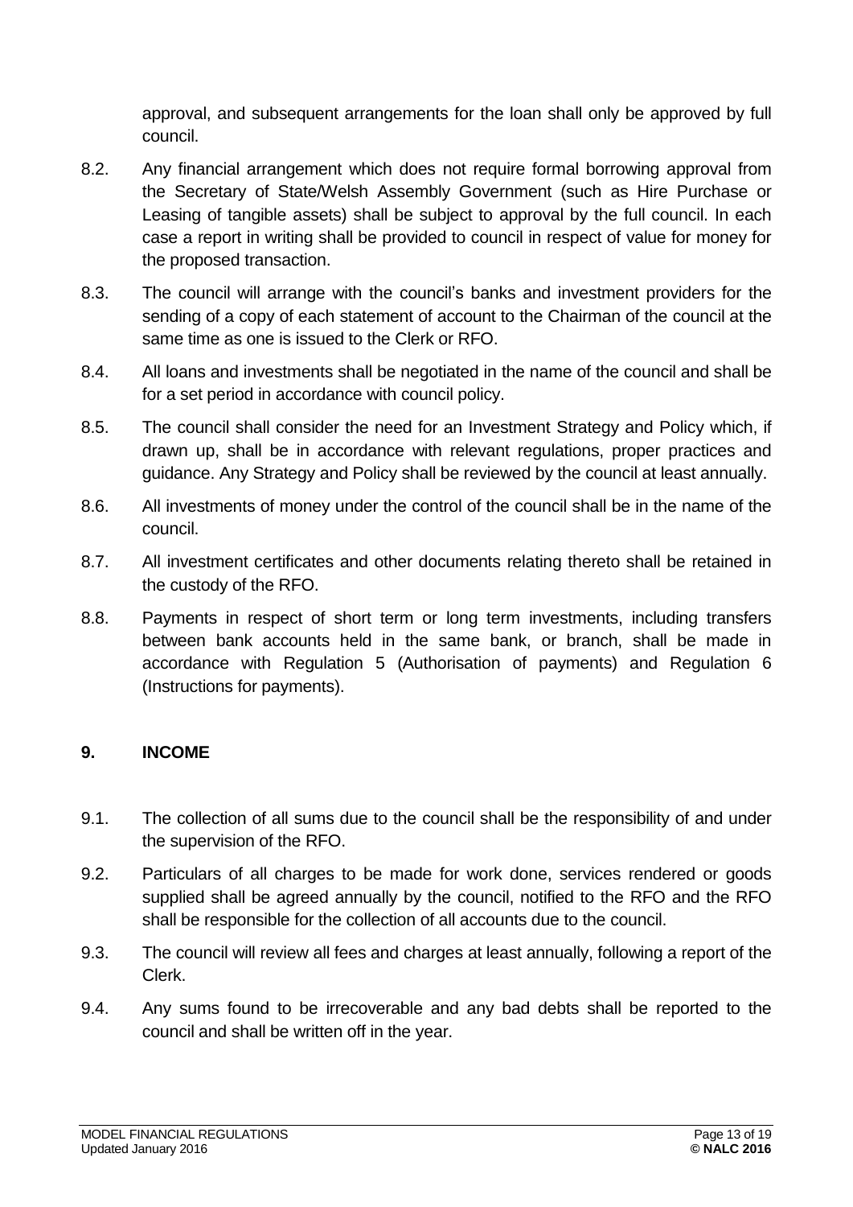approval, and subsequent arrangements for the loan shall only be approved by full council.

8.2. Any financial arrangement which does not require formal borrowing approval from the Secretary of State/Welsh Assembly Government (such as Hire Purchase or Leasing of tangible assets) shall be subject to approval by the full council. In each case a report in writing shall be provided to council in respect of value for money for the proposed transaction.

8.3. The council will arrange with the council's banks and investment providers for the sending of a copy of each statement of account to the Chairman of the council at the same time as one is issued to the Clerk or RFO.

8.4. All loans and investments shall be negotiated in the name of the council and shall be for a set period in accordance with council policy.

8.5. The council shall consider the need for an Investment Strategy and Policy which, if drawn up, shall be in accordance with relevant regulations, proper practices and guidance. Any Strategy and Policy shall be reviewed by the council at least annually.

8.6. All investments of money under the control of the council shall be in the name of the council.

8.7. All investment certificates and other documents relating thereto shall be retained in the custody of the RFO.

8.8. Payments in respect of short term or long term investments, including transfers between bank accounts held in the same bank, or branch, shall be made in accordance with Regulation 5 (Authorisation of payments) and Regulation 6 (Instructions for payments).

## 9. INCOME

9.1. The collection of all sums due to the council shall be the responsibility of and under the supervision of the RFO.

9.2. Particulars of all charges to be made for work done, services rendered or goods supplied shall be agreed annually by the council, notified to the RFO and the RFO shall be responsible for the collection of all accounts due to the council.

9.3. The council will review all fees and charges at least annually, following a report of the Clerk.

9.4. Any sums found to be irrecoverable and any bad debts shall be reported to the council and shall be written off in the year.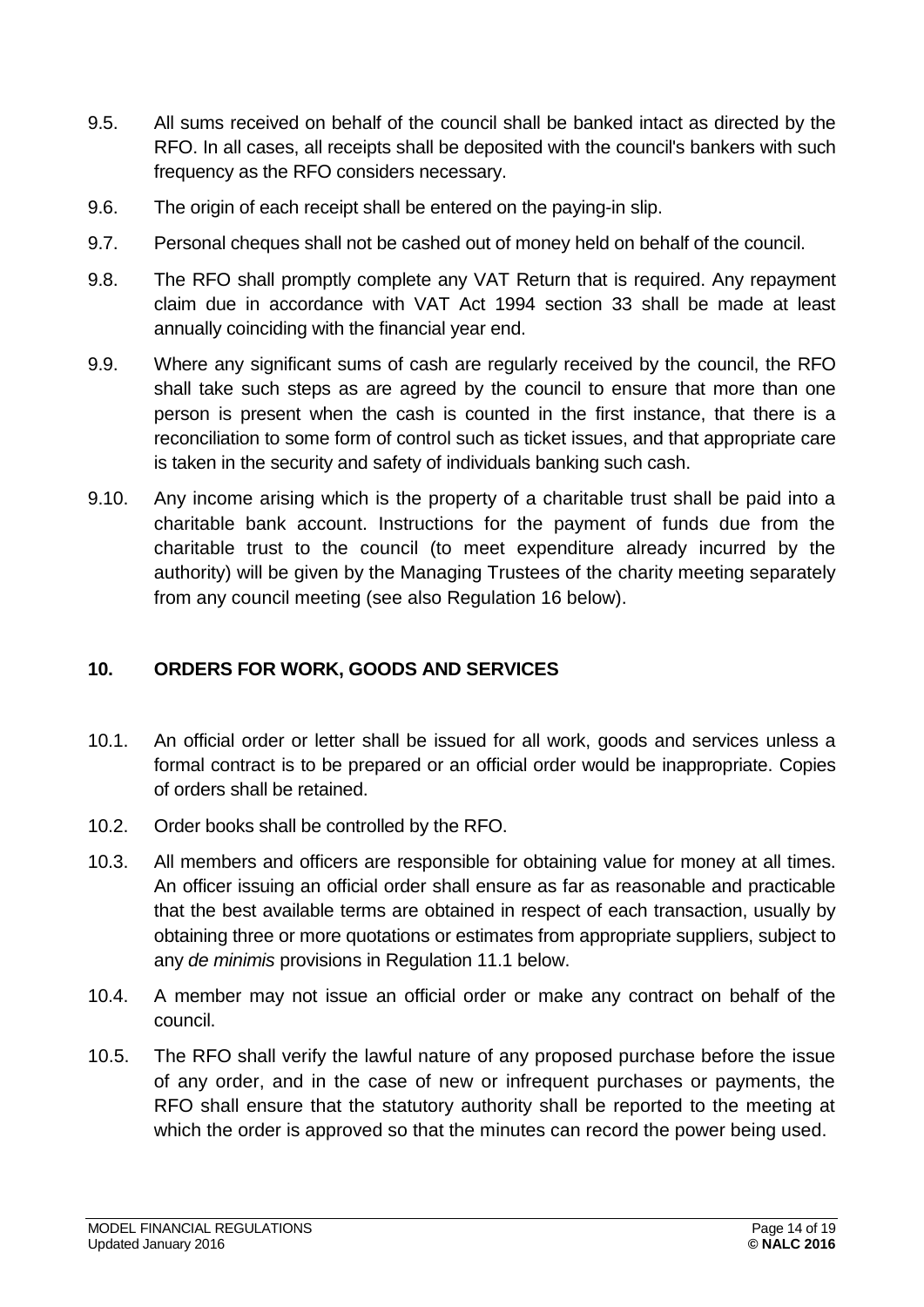9.5. All sums received on behalf of the council shall be banked intact as directed by the RFO. In all cases, all receipts shall be deposited with the council's bankers with such frequency as the RFO considers necessary.

9.6. The origin of each receipt shall be entered on the paying-in slip.

9.7. Personal cheques shall not be cashed out of money held on behalf of the council.

9.8. The RFO shall promptly complete any VAT Return that is required. Any repayment claim due in accordance with VAT Act 1994 section 33 shall be made at least annually coinciding with the financial year end.

9.9. Where any significant sums of cash are regularly received by the council, the RFO shall take such steps as are agreed by the council to ensure that more than one person is present when the cash is counted in the first instance, that there is a reconciliation to some form of control such as ticket issues, and that appropriate care is taken in the security and safety of individuals banking such cash.

9.10. Any income arising which is the property of a charitable trust shall be paid into a charitable bank account. Instructions for the payment of funds due from the charitable trust to the council (to meet expenditure already incurred by the authority) will be given by the Managing Trustees of the charity meeting separately from any council meeting (see also Regulation 16 below).

## 10. ORDERS FOR WORK, GOODS AND SERVICES

10.1. An official order or letter shall be issued for all work, goods and services unless a formal contract is to be prepared or an official order would be inappropriate. Copies of orders shall be retained.

10.2. Order books shall be controlled by the RFO.

10.3. All members and officers are responsible for obtaining value for money at all times. An officer issuing an official order shall ensure as far as reasonable and practicable that the best available terms are obtained in respect of each transaction, usually by obtaining three or more quotations or estimates from appropriate suppliers, subject to any *de minimis* provisions in Regulation 11.1 below.

10.4. A member may not issue an official order or make any contract on behalf of the council.

10.5. The RFO shall verify the lawful nature of any proposed purchase before the issue of any order, and in the case of new or infrequent purchases or payments, the RFO shall ensure that the statutory authority shall be reported to the meeting at which the order is approved so that the minutes can record the power being used.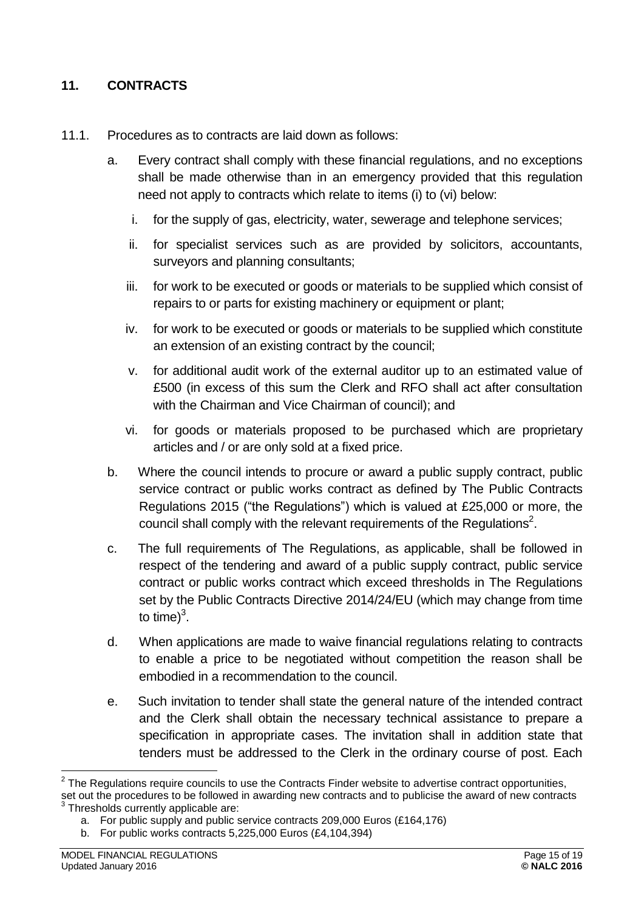## 11. CONTRACTS

11.1. Procedures as to contracts are laid down as follows:

a. Every contract shall comply with these financial regulations, and no exceptions shall be made otherwise than in an emergency provided that this regulation need not apply to contracts which relate to items (i) to (vi) below:

   i. for the supply of gas, electricity, water, sewerage and telephone services;

   ii. for specialist services such as are provided by solicitors, accountants, surveyors and planning consultants;

   iii. for work to be executed or goods or materials to be supplied which consist of repairs to or parts for existing machinery or equipment or plant;

   iv. for work to be executed or goods or materials to be supplied which constitute an extension of an existing contract by the council;

   v. for additional audit work of the external auditor up to an estimated value of £500 (in excess of this sum the Clerk and RFO shall act after consultation with the Chairman and Vice Chairman of council); and

   vi. for goods or materials proposed to be purchased which are proprietary articles and / or are only sold at a fixed price.

b. Where the council intends to procure or award a public supply contract, public service contract or public works contract as defined by The Public Contracts Regulations 2015 ("the Regulations") which is valued at £25,000 or more, the council shall comply with the relevant requirements of the Regulations[2].

c. The full requirements of The Regulations, as applicable, shall be followed in respect of the tendering and award of a public supply contract, public service contract or public works contract which exceed thresholds in The Regulations set by the Public Contracts Directive 2014/24/EU (which may change from time to time)[3].

d. When applications are made to waive financial regulations relating to contracts to enable a price to be negotiated without competition the reason shall be embodied in a recommendation to the council.

e. Such invitation to tender shall state the general nature of the intended contract and the Clerk shall obtain the necessary technical assistance to prepare a specification in appropriate cases. The invitation shall in addition state that tenders must be addressed to the Clerk in the ordinary course of post. Each

---

[2] The Regulations require councils to use the Contracts Finder website to advertise contract opportunities, set out the procedures to be followed in awarding new contracts and to publicise the award of new contracts

[3] Thresholds currently applicable are:

a. For public supply and public service contracts 209,000 Euros (£164,176)

b. For public works contracts 5,225,000 Euros (£4,104,394)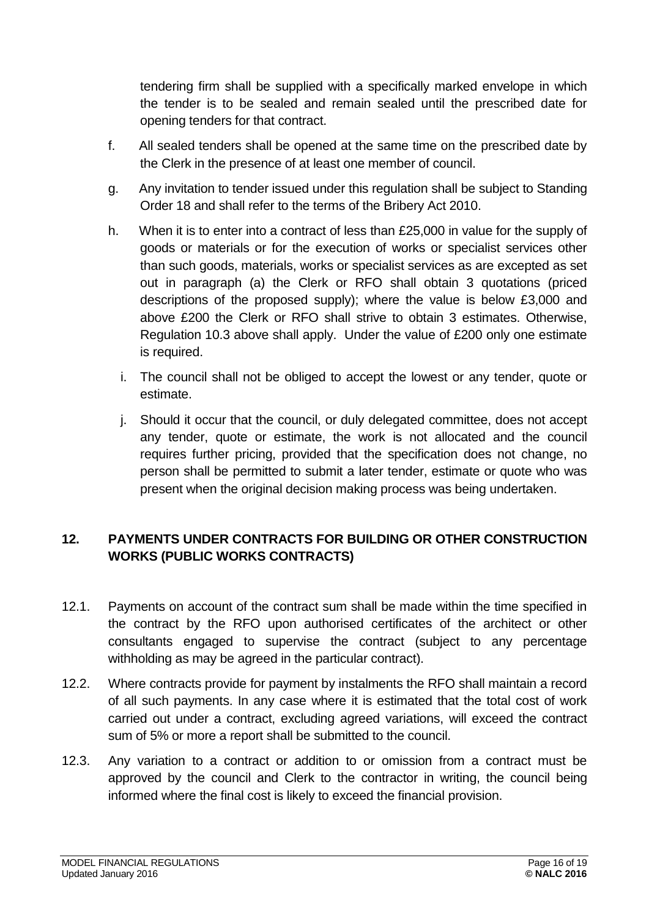tendering firm shall be supplied with a specifically marked envelope in which the tender is to be sealed and remain sealed until the prescribed date for opening tenders for that contract.

f. All sealed tenders shall be opened at the same time on the prescribed date by the Clerk in the presence of at least one member of council.

g. Any invitation to tender issued under this regulation shall be subject to Standing Order 18 and shall refer to the terms of the Bribery Act 2010.

h. When it is to enter into a contract of less than £25,000 in value for the supply of goods or materials or for the execution of works or specialist services other than such goods, materials, works or specialist services as are excepted as set out in paragraph (a) the Clerk or RFO shall obtain 3 quotations (priced descriptions of the proposed supply); where the value is below £3,000 and above £200 the Clerk or RFO shall strive to obtain 3 estimates. Otherwise, Regulation 10.3 above shall apply. Under the value of £200 only one estimate is required.

i. The council shall not be obliged to accept the lowest or any tender, quote or estimate.

j. Should it occur that the council, or duly delegated committee, does not accept any tender, quote or estimate, the work is not allocated and the council requires further pricing, provided that the specification does not change, no person shall be permitted to submit a later tender, estimate or quote who was present when the original decision making process was being undertaken.

## 12. PAYMENTS UNDER CONTRACTS FOR BUILDING OR OTHER CONSTRUCTION WORKS (PUBLIC WORKS CONTRACTS)

12.1. Payments on account of the contract sum shall be made within the time specified in the contract by the RFO upon authorised certificates of the architect or other consultants engaged to supervise the contract (subject to any percentage withholding as may be agreed in the particular contract).

12.2. Where contracts provide for payment by instalments the RFO shall maintain a record of all such payments. In any case where it is estimated that the total cost of work carried out under a contract, excluding agreed variations, will exceed the contract sum of 5% or more a report shall be submitted to the council.

12.3. Any variation to a contract or addition to or omission from a contract must be approved by the council and Clerk to the contractor in writing, the council being informed where the final cost is likely to exceed the financial provision.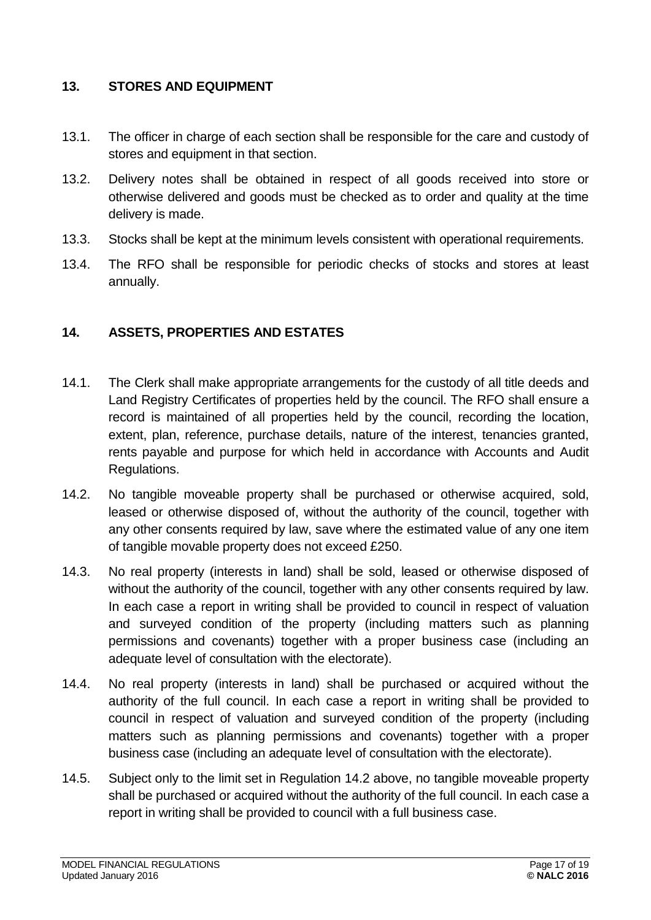## 13. STORES AND EQUIPMENT

13.1. The officer in charge of each section shall be responsible for the care and custody of stores and equipment in that section.

13.2. Delivery notes shall be obtained in respect of all goods received into store or otherwise delivered and goods must be checked as to order and quality at the time delivery is made.

13.3. Stocks shall be kept at the minimum levels consistent with operational requirements.

13.4. The RFO shall be responsible for periodic checks of stocks and stores at least annually.

## 14. ASSETS, PROPERTIES AND ESTATES

14.1. The Clerk shall make appropriate arrangements for the custody of all title deeds and Land Registry Certificates of properties held by the council. The RFO shall ensure a record is maintained of all properties held by the council, recording the location, extent, plan, reference, purchase details, nature of the interest, tenancies granted, rents payable and purpose for which held in accordance with Accounts and Audit Regulations.

14.2. No tangible moveable property shall be purchased or otherwise acquired, sold, leased or otherwise disposed of, without the authority of the council, together with any other consents required by law, save where the estimated value of any one item of tangible movable property does not exceed £250.

14.3. No real property (interests in land) shall be sold, leased or otherwise disposed of without the authority of the council, together with any other consents required by law. In each case a report in writing shall be provided to council in respect of valuation and surveyed condition of the property (including matters such as planning permissions and covenants) together with a proper business case (including an adequate level of consultation with the electorate).

14.4. No real property (interests in land) shall be purchased or acquired without the authority of the full council. In each case a report in writing shall be provided to council in respect of valuation and surveyed condition of the property (including matters such as planning permissions and covenants) together with a proper business case (including an adequate level of consultation with the electorate).

14.5. Subject only to the limit set in Regulation 14.2 above, no tangible moveable property shall be purchased or acquired without the authority of the full council. In each case a report in writing shall be provided to council with a full business case.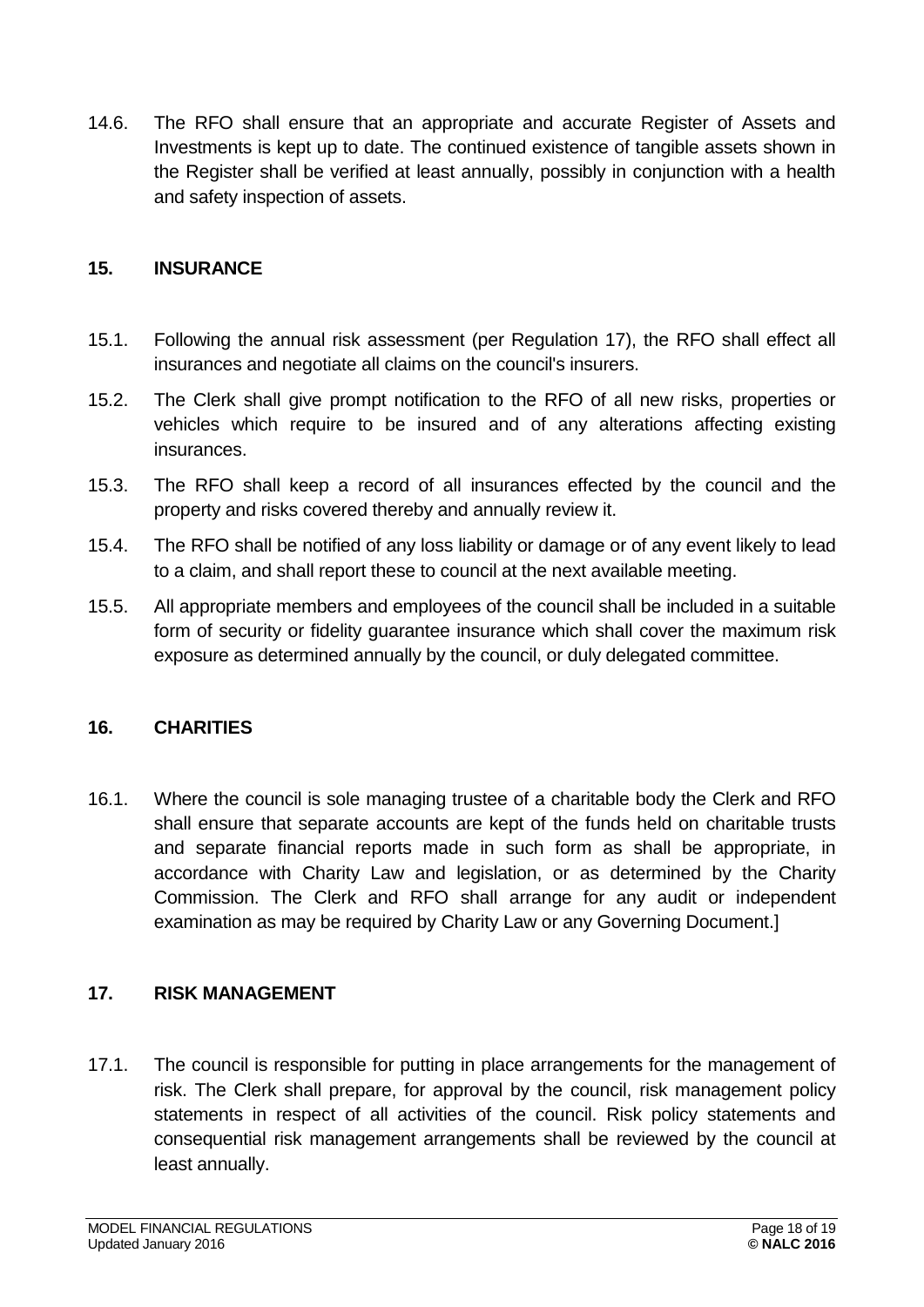14.6. The RFO shall ensure that an appropriate and accurate Register of Assets and Investments is kept up to date. The continued existence of tangible assets shown in the Register shall be verified at least annually, possibly in conjunction with a health and safety inspection of assets.

## 15. INSURANCE

15.1. Following the annual risk assessment (per Regulation 17), the RFO shall effect all insurances and negotiate all claims on the council's insurers.

15.2. The Clerk shall give prompt notification to the RFO of all new risks, properties or vehicles which require to be insured and of any alterations affecting existing insurances.

15.3. The RFO shall keep a record of all insurances effected by the council and the property and risks covered thereby and annually review it.

15.4. The RFO shall be notified of any loss liability or damage or of any event likely to lead to a claim, and shall report these to council at the next available meeting.

15.5. All appropriate members and employees of the council shall be included in a suitable form of security or fidelity guarantee insurance which shall cover the maximum risk exposure as determined annually by the council, or duly delegated committee.

## 16. CHARITIES

16.1. Where the council is sole managing trustee of a charitable body the Clerk and RFO shall ensure that separate accounts are kept of the funds held on charitable trusts and separate financial reports made in such form as shall be appropriate, in accordance with Charity Law and legislation, or as determined by the Charity Commission. The Clerk and RFO shall arrange for any audit or independent examination as may be required by Charity Law or any Governing Document.]

## 17. RISK MANAGEMENT

17.1. The council is responsible for putting in place arrangements for the management of risk. The Clerk shall prepare, for approval by the council, risk management policy statements in respect of all activities of the council. Risk policy statements and consequential risk management arrangements shall be reviewed by the council at least annually.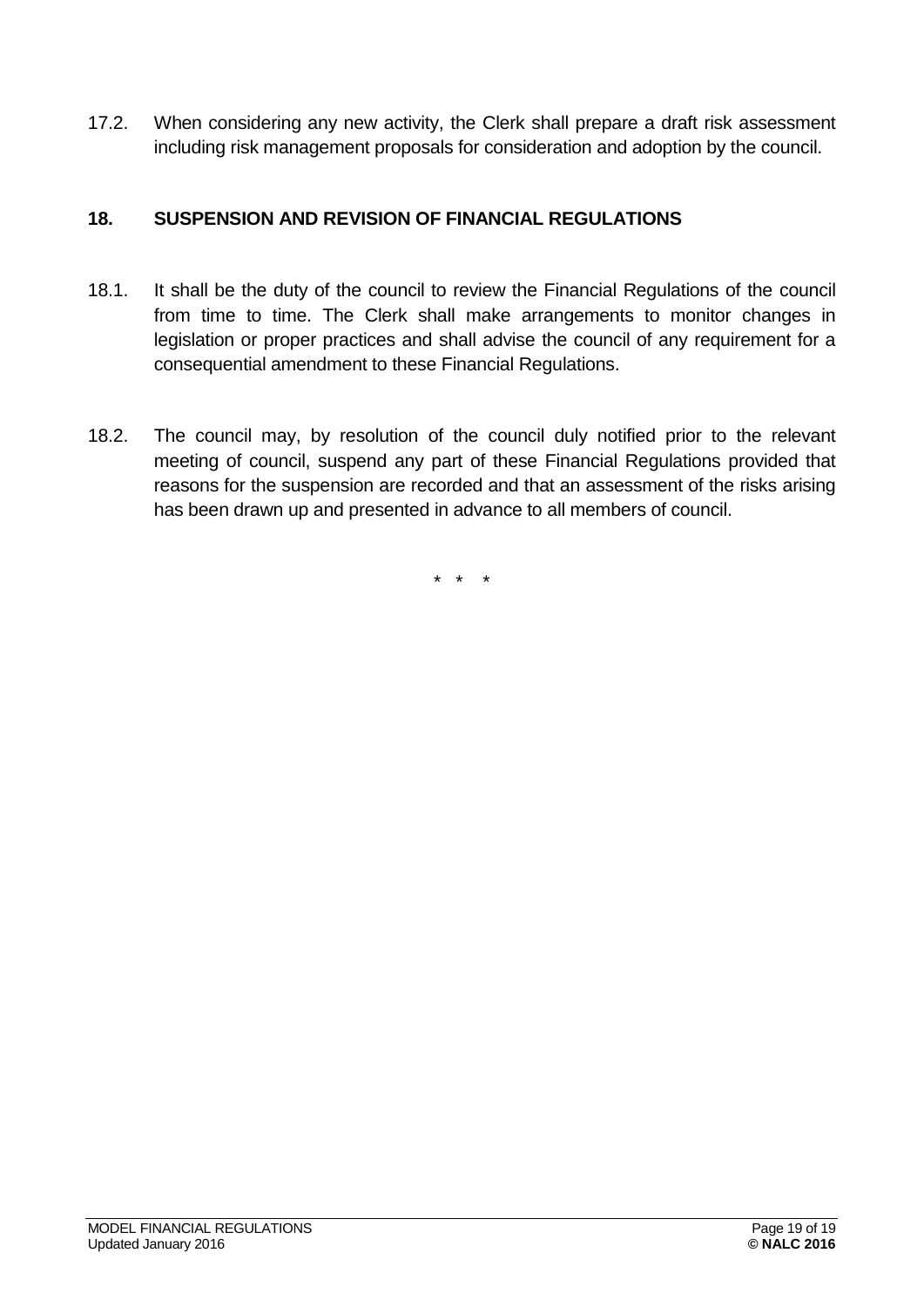17.2. When considering any new activity, the Clerk shall prepare a draft risk assessment including risk management proposals for consideration and adoption by the council.

## 18. SUSPENSION AND REVISION OF FINANCIAL REGULATIONS

18.1. It shall be the duty of the council to review the Financial Regulations of the council from time to time. The Clerk shall make arrangements to monitor changes in legislation or proper practices and shall advise the council of any requirement for a consequential amendment to these Financial Regulations.

18.2. The council may, by resolution of the council duly notified prior to the relevant meeting of council, suspend any part of these Financial Regulations provided that reasons for the suspension are recorded and that an assessment of the risks arising has been drawn up and presented in advance to all members of council.

\* \* \*